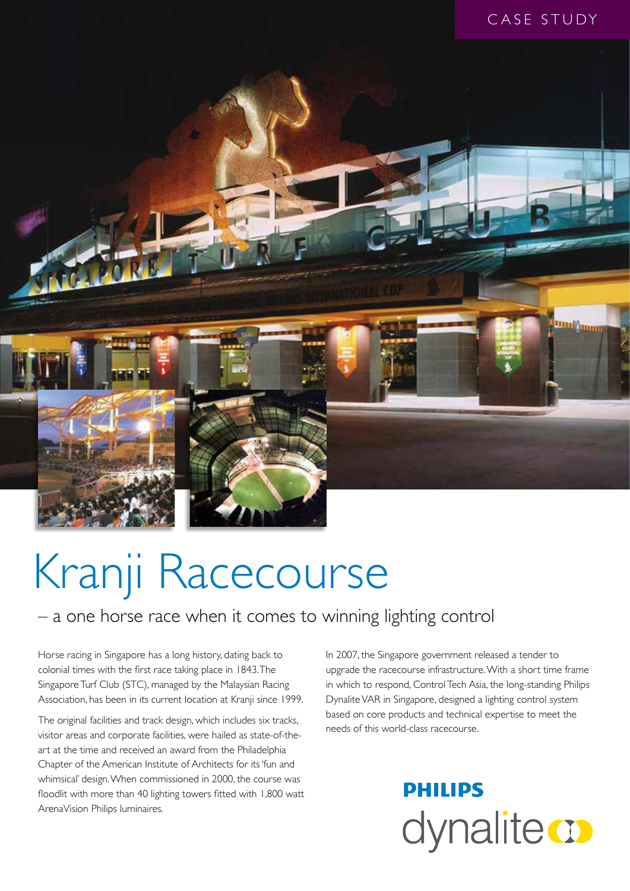CASE STUDY

# Kranji Racecourse

## – a one horse race when it comes to winning lighting control

Horse racing in Singapore has a long history, dating back to colonial times with the first race taking place in 1843. The Singapore Turf Club (STC), managed by the Malaysian Racing Association, has been in its current location at Kranji since 1999.

The original facilities and track design, which includes six tracks, visitor areas and corporate facilities, were hailed as state-of-the-art at the time and received an award from the Philadelphia Chapter of the American Institute of Architects for its 'fun and whimsical' design. When commissioned in 2000, the course was floodlit with more than 40 lighting towers fitted with 1,800 watt ArenaVision Philips luminaires.

In 2007, the Singapore government released a tender to upgrade the racecourse infrastructure. With a short time frame in which to respond, Control Tech Asia, the long-standing Philips Dynalite VAR in Singapore, designed a lighting control system based on core products and technical expertise to meet the needs of this world-class racecourse.

**PHILIPS**

dynalite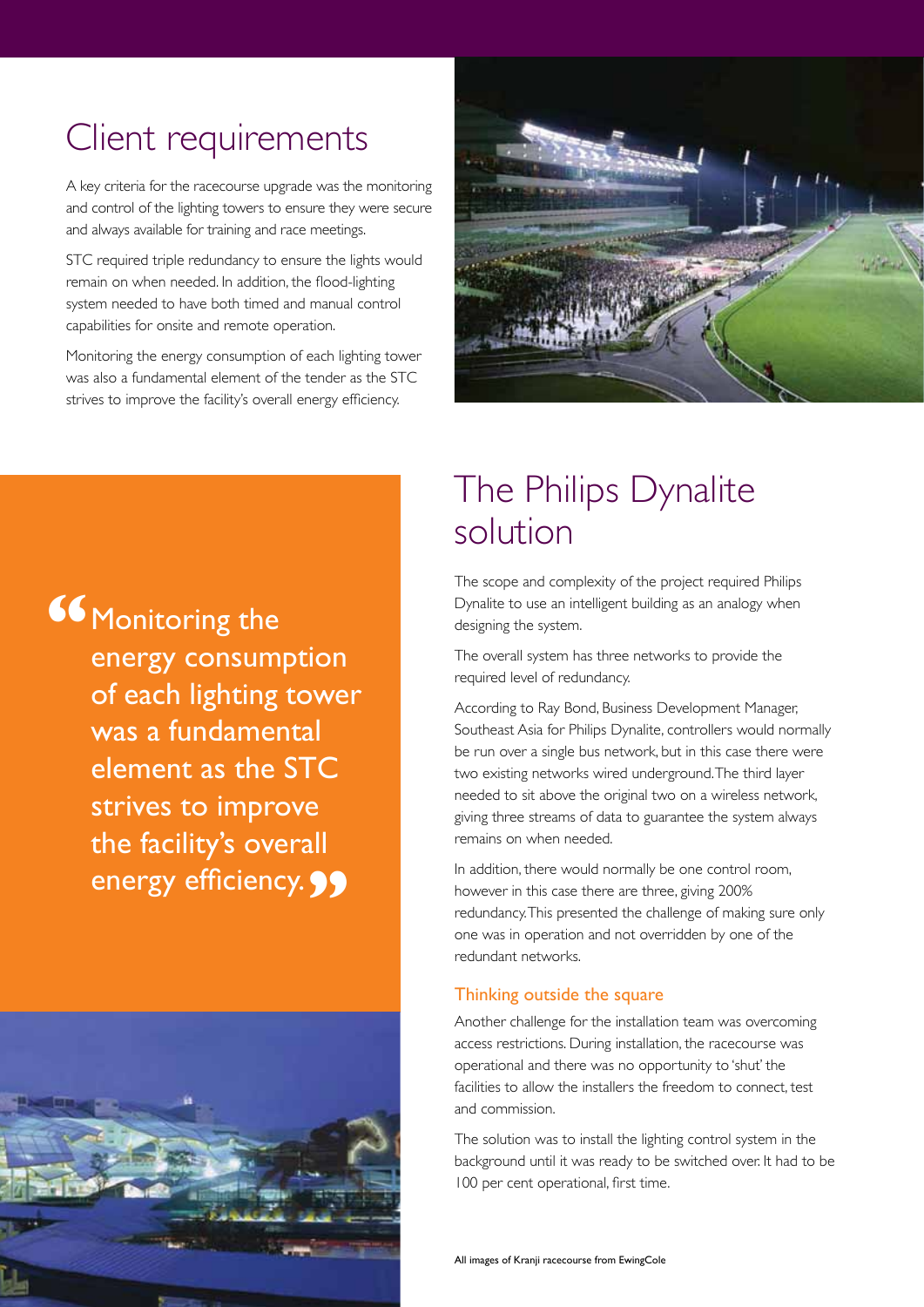## Client requirements

A key criteria for the racecourse upgrade was the monitoring and control of the lighting towers to ensure they were secure and always available for training and race meetings.

STC required triple redundancy to ensure the lights would remain on when needed. In addition, the flood-lighting system needed to have both timed and manual control capabilities for onsite and remote operation.

Monitoring the energy consumption of each lighting tower was also a fundamental element of the tender as the STC strives to improve the facility's overall energy efficiency.

> "Monitoring the energy consumption of each lighting tower was a fundamental element as the STC strives to improve the facility's overall energy efficiency."

## The Philips Dynalite solution

The scope and complexity of the project required Philips Dynalite to use an intelligent building as an analogy when designing the system.

The overall system has three networks to provide the required level of redundancy.

According to Ray Bond, Business Development Manager, Southeast Asia for Philips Dynalite, controllers would normally be run over a single bus network, but in this case there were two existing networks wired underground. The third layer needed to sit above the original two on a wireless network, giving three streams of data to guarantee the system always remains on when needed.

In addition, there would normally be one control room, however in this case there are three, giving 200% redundancy. This presented the challenge of making sure only one was in operation and not overridden by one of the redundant networks.

### Thinking outside the square

Another challenge for the installation team was overcoming access restrictions. During installation, the racecourse was operational and there was no opportunity to 'shut' the facilities to allow the installers the freedom to connect, test and commission.

The solution was to install the lighting control system in the background until it was ready to be switched over. It had to be 100 per cent operational, first time.

All images of Kranji racecourse from EwingCole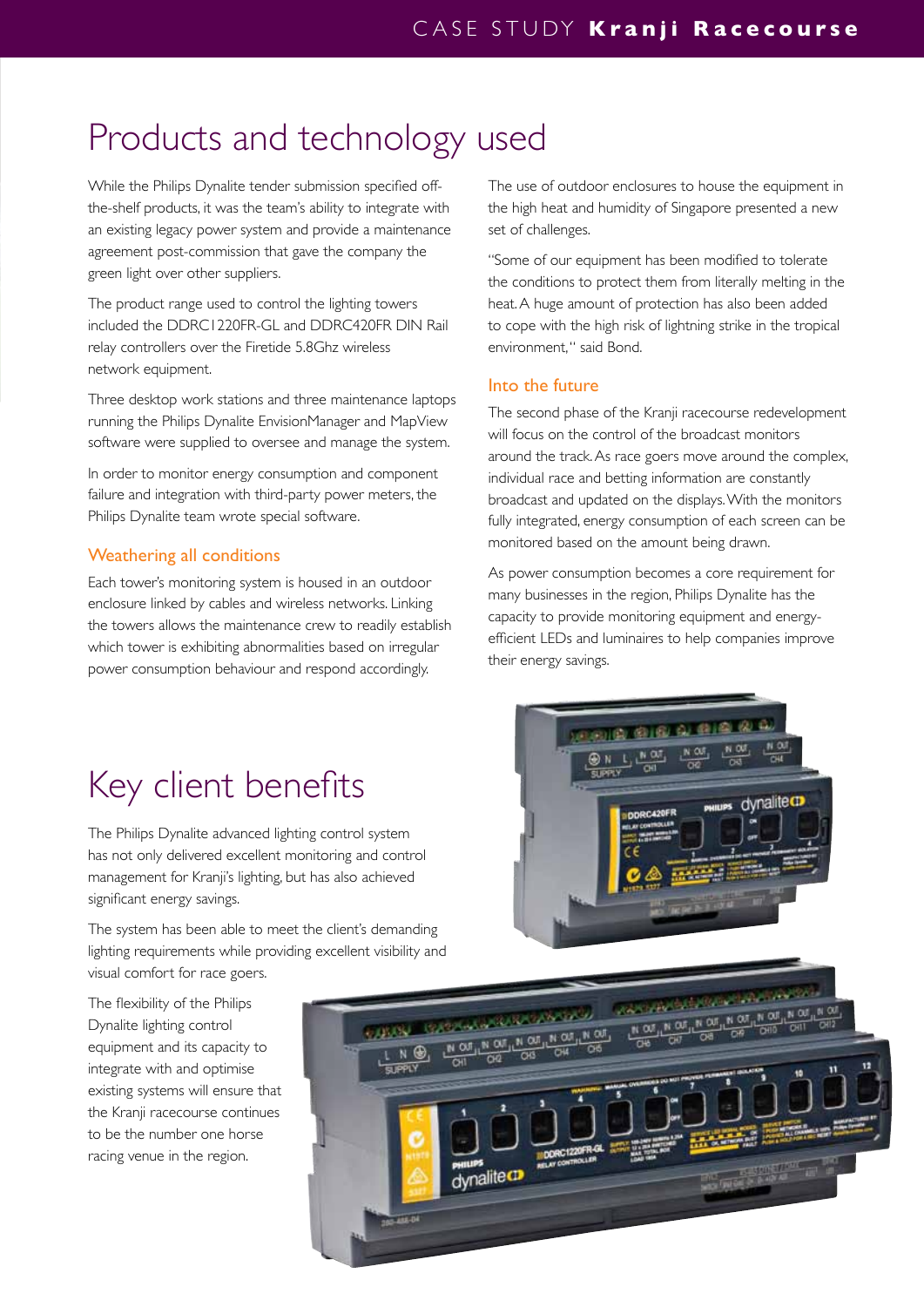# Products and technology used

While the Philips Dynalite tender submission specified off-the-shelf products, it was the team's ability to integrate with an existing legacy power system and provide a maintenance agreement post-commission that gave the company the green light over other suppliers.

The product range used to control the lighting towers included the DDRC1220FR-GL and DDRC420FR DIN Rail relay controllers over the Firetide 5.8Ghz wireless network equipment.

Three desktop work stations and three maintenance laptops running the Philips Dynalite EnvisionManager and MapView software were supplied to oversee and manage the system.

In order to monitor energy consumption and component failure and integration with third-party power meters, the Philips Dynalite team wrote special software.

## Weathering all conditions

Each tower's monitoring system is housed in an outdoor enclosure linked by cables and wireless networks. Linking the towers allows the maintenance crew to readily establish which tower is exhibiting abnormalities based on irregular power consumption behaviour and respond accordingly.

The use of outdoor enclosures to house the equipment in the high heat and humidity of Singapore presented a new set of challenges.

"Some of our equipment has been modified to tolerate the conditions to protect them from literally melting in the heat. A huge amount of protection has also been added to cope with the high risk of lightning strike in the tropical environment," said Bond.

## Into the future

The second phase of the Kranji racecourse redevelopment will focus on the control of the broadcast monitors around the track. As race goers move around the complex, individual race and betting information are constantly broadcast and updated on the displays. With the monitors fully integrated, energy consumption of each screen can be monitored based on the amount being drawn.

As power consumption becomes a core requirement for many businesses in the region, Philips Dynalite has the capacity to provide monitoring equipment and energy-efficient LEDs and luminaires to help companies improve their energy savings.

# Key client benefits

The Philips Dynalite advanced lighting control system has not only delivered excellent monitoring and control management for Kranji's lighting, but has also achieved significant energy savings.

The system has been able to meet the client's demanding lighting requirements while providing excellent visibility and visual comfort for race goers.

The flexibility of the Philips Dynalite lighting control equipment and its capacity to integrate with and optimise existing systems will ensure that the Kranji racecourse continues to be the number one horse racing venue in the region.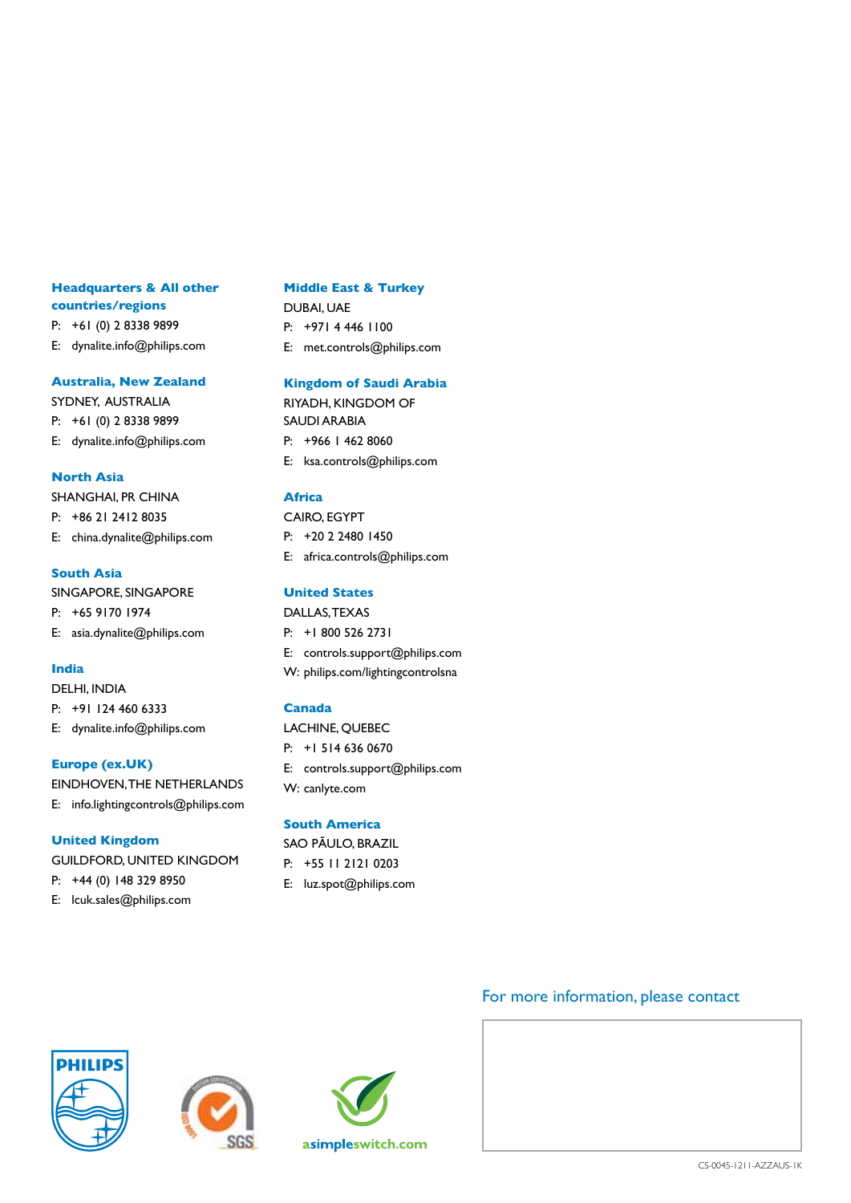### Headquarters & All other countries/regions

P: +61 (0) 2 8338 9899
E: dynalite.info@philips.com

### Australia, New Zealand

SYDNEY, AUSTRALIA
P: +61 (0) 2 8338 9899
E: dynalite.info@philips.com

### North Asia

SHANGHAI, PR CHINA
P: +86 21 2412 8035
E: china.dynalite@philips.com

### South Asia

SINGAPORE, SINGAPORE
P: +65 9170 1974
E: asia.dynalite@philips.com

### India

DELHI, INDIA
P: +91 124 460 6333
E: dynalite.info@philips.com

### Europe (ex.UK)

EINDHOVEN, THE NETHERLANDS
E: info.lightingcontrols@philips.com

### United Kingdom

GUILDFORD, UNITED KINGDOM
P: +44 (0) 148 329 8950
E: lcuk.sales@philips.com

### Middle East & Turkey

DUBAI, UAE
P: +971 4 446 1100
E: met.controls@philips.com

### Kingdom of Saudi Arabia

RIYADH, KINGDOM OF SAUDI ARABIA
P: +966 1 462 8060
E: ksa.controls@philips.com

### Africa

CAIRO, EGYPT
P: +20 2 2480 1450
E: africa.controls@philips.com

### United States

DALLAS, TEXAS
P: +1 800 526 2731
E: controls.support@philips.com
W: philips.com/lightingcontrolsna

### Canada

LACHINE, QUEBEC
P: +1 514 636 0670
E: controls.support@philips.com
W: canlyte.com

### South America

SAO PÃULO, BRAZIL
P: +55 11 2121 0203
E: luz.spot@philips.com

For more information, please contact

asimpleswitch.com

CS-0045-1211-AZZAUS-1K